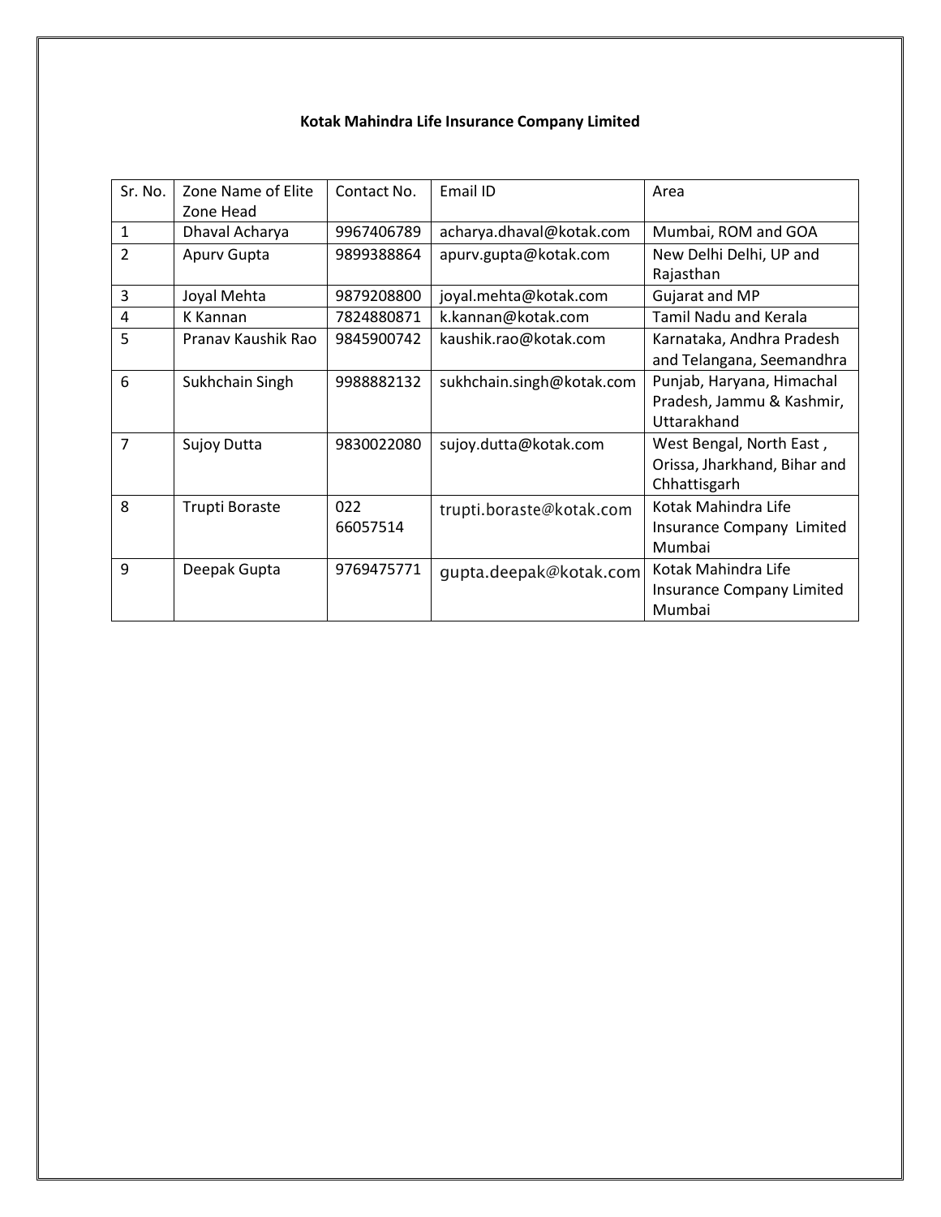**Kotak Mahindra Life Insurance Company Limited**

| Sr. No. | Zone Name of Elite Zone Head | Contact No. | Email ID | Area |
|---|---|---|---|---|
| 1 | Dhaval Acharya | 9967406789 | acharya.dhaval@kotak.com | Mumbai, ROM and GOA |
| 2 | Apurv Gupta | 9899388864 | apurv.gupta@kotak.com | New Delhi Delhi, UP and Rajasthan |
| 3 | Joyal Mehta | 9879208800 | joyal.mehta@kotak.com | Gujarat and MP |
| 4 | K Kannan | 7824880871 | k.kannan@kotak.com | Tamil Nadu and Kerala |
| 5 | Pranav Kaushik Rao | 9845900742 | kaushik.rao@kotak.com | Karnataka, Andhra Pradesh and Telangana, Seemandhra |
| 6 | Sukhchain Singh | 9988882132 | sukhchain.singh@kotak.com | Punjab, Haryana, Himachal Pradesh, Jammu & Kashmir, Uttarakhand |
| 7 | Sujoy Dutta | 9830022080 | sujoy.dutta@kotak.com | West Bengal, North East , Orissa, Jharkhand, Bihar and Chhattisgarh |
| 8 | Trupti Boraste | 022 66057514 | trupti.boraste@kotak.com | Kotak Mahindra Life Insurance Company Limited Mumbai |
| 9 | Deepak Gupta | 9769475771 | gupta.deepak@kotak.com | Kotak Mahindra Life Insurance Company Limited Mumbai |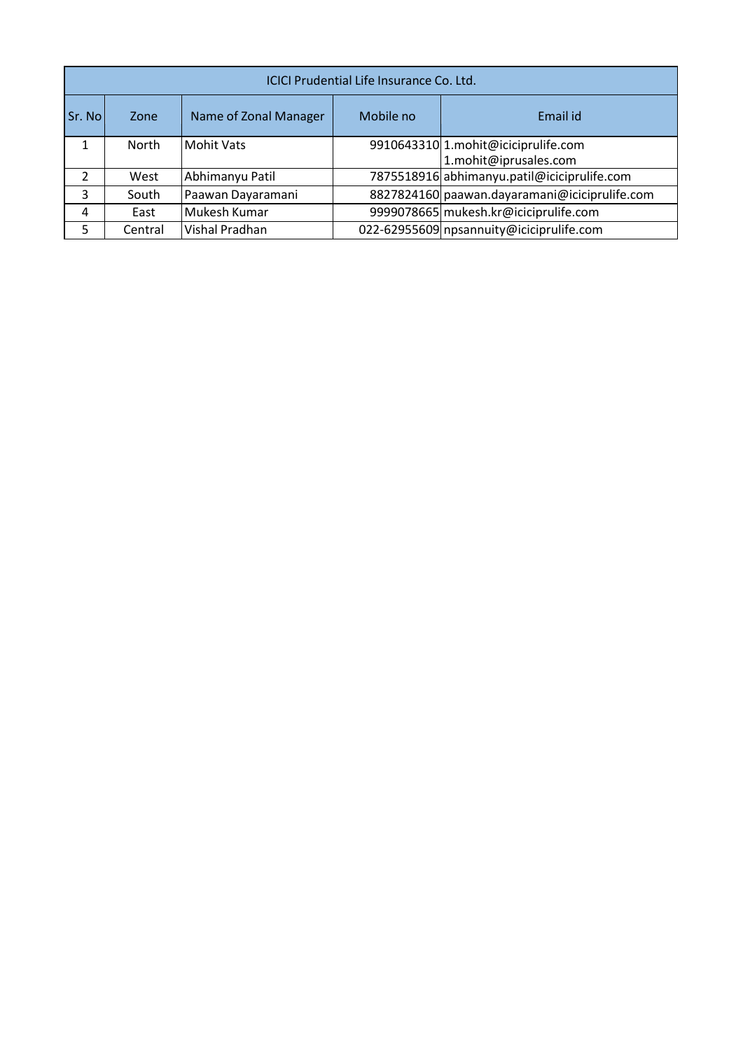| ICICI Prudential Life Insurance Co. Ltd. | | | | |
|---|---|---|---|---|
| Sr. No | Zone | Name of Zonal Manager | Mobile no | Email id |
| 1 | North | Mohit Vats | 9910643310 | 1.mohit@iciciprulife.com 1.mohit@iprusales.com |
| 2 | West | Abhimanyu Patil | 7875518916 | abhimanyu.patil@iciciprulife.com |
| 3 | South | Paawan Dayaramani | 8827824160 | paawan.dayaramani@iciciprulife.com |
| 4 | East | Mukesh Kumar | 9999078665 | mukesh.kr@iciciprulife.com |
| 5 | Central | Vishal Pradhan | 022-62955609 | npsannuity@iciciprulife.com |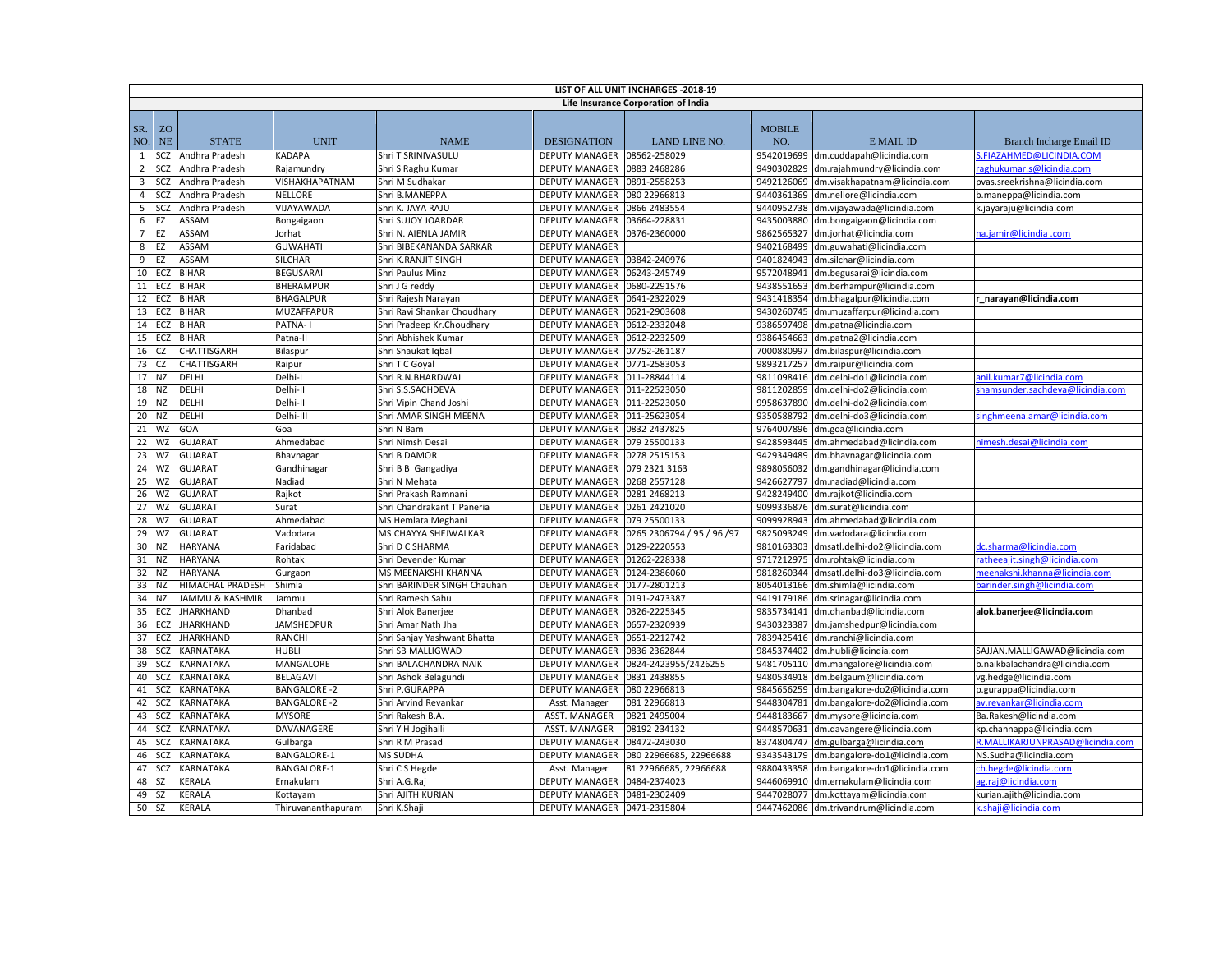| LIST OF ALL UNIT INCHARGES -2018-19 | | | | | | | | | |
|---|---|---|---|---|---|---|---|---|---|
| Life Insurance Corporation of India | | | | | | | | | |
| SR. NO. | ZO NE | STATE | UNIT | NAME | DESIGNATION | LAND LINE NO. | MOBILE NO. | E MAIL ID | Branch Incharge Email ID |
| 1 | SCZ | Andhra Pradesh | KADAPA | Shri T SRINIVASULU | DEPUTY MANAGER | 08562-258029 | 9542019699 | dm.cuddapah@licindia.com | S.FIAZAHMED@LICINDIA.COM |
| 2 | SCZ | Andhra Pradesh | Rajamundry | Shri S Raghu Kumar | DEPUTY MANAGER | 0883 2468286 | 9490302829 | dm.rajahmundry@licindia.com | raghukumar.s@licindia.com |
| 3 | SCZ | Andhra Pradesh | VISHAKHAPATNAM | Shri M Sudhakar | DEPUTY MANAGER | 0891-2558253 | 9492126069 | dm.visakhapatnam@licindia.com | pvas.sreekrishna@licindia.com |
| 4 | SCZ | Andhra Pradesh | NELLORE | Shri B.MANEPPA | DEPUTY MANAGER | 080 22966813 | 9440361369 | dm.nellore@licindia.com | b.maneppa@licindia.com |
| 5 | SCZ | Andhra Pradesh | VIJAYAWADA | Shri K. JAYA RAJU | DEPUTY MANAGER | 0866 2483554 | 9440952738 | dm.vijayawada@licindia.com | k.jayaraju@licindia.com |
| 6 | EZ | ASSAM | Bongaigaon | Shri SUJOY JOARDAR | DEPUTY MANAGER | 03664-228831 | 9435003880 | dm.bongaigaon@licindia.com | |
| 7 | EZ | ASSAM | Jorhat | Shri N. AIENLA JAMIR | DEPUTY MANAGER | 0376-2360000 | 9862565327 | dm.jorhat@licindia.com | na.jamir@licindia .com |
| 8 | EZ | ASSAM | GUWAHATI | Shri BIBEKANANDA SARKAR | DEPUTY MANAGER | | 9402168499 | dm.guwahati@licindia.com | |
| 9 | EZ | ASSAM | SILCHAR | Shri K.RANJIT SINGH | DEPUTY MANAGER | 03842-240976 | 9401824943 | dm.silchar@licindia.com | |
| 10 | ECZ | BIHAR | BEGUSARAI | Shri Paulus Minz | DEPUTY MANAGER | 06243-245749 | 9572048941 | dm.begusarai@licindia.com | |
| 11 | ECZ | BIHAR | BHERAMPUR | Shri J G reddy | DEPUTY MANAGER | 0680-2291576 | 9438551653 | dm.berhampur@licindia.com | |
| 12 | ECZ | BIHAR | BHAGALPUR | Shri Rajesh Narayan | DEPUTY MANAGER | 0641-2322029 | 9431418354 | dm.bhagalpur@licindia.com | **r_narayan@licindia.com** |
| 13 | ECZ | BIHAR | MUZAFFAPUR | Shri Ravi Shankar Choudhary | DEPUTY MANAGER | 0621-2903608 | 9430260745 | dm.muzaffarpur@licindia.com | |
| 14 | ECZ | BIHAR | PATNA- I | Shri Pradeep Kr.Choudhary | DEPUTY MANAGER | 0612-2332048 | 9386597498 | dm.patna@licindia.com | |
| 15 | ECZ | BIHAR | Patna-II | Shri Abhishek Kumar | DEPUTY MANAGER | 0612-2232509 | 9386454663 | dm.patna2@licindia.com | |
| 16 | CZ | CHATTISGARH | Bilaspur | Shri Shaukat Iqbal | DEPUTY MANAGER | 07752-261187 | 7000880997 | dm.bilaspur@licindia.com | |
| 73 | CZ | CHATTISGARH | Raipur | Shri T C Goyal | DEPUTY MANAGER | 0771-2583053 | 9893217257 | dm.raipur@licindia.com | |
| 17 | NZ | DELHI | Delhi-I | Shri R.N.BHARDWAJ | DEPUTY MANAGER | 011-28844114 | 9811098416 | dm.delhi-do1@licindia.com | anil.kumar7@licindia.com |
| 18 | NZ | DELHI | Delhi-II | Shri S.S.SACHDEVA | DEPUTY MANAGER | 011-22523050 | 9811202859 | dm.delhi-do2@licindia.com | shamsunder.sachdeva@licindia.com |
| 19 | NZ | DELHI | Delhi-II | Shri Vipin Chand Joshi | DEPUTY MANAGER | 011-22523050 | 9958637890 | dm.delhi-do2@licindia.com | |
| 20 | NZ | DELHI | Delhi-III | Shri AMAR SINGH MEENA | DEPUTY MANAGER | 011-25623054 | 9350588792 | dm.delhi-do3@licindia.com | singhmeena.amar@licindia.com |
| 21 | WZ | GOA | Goa | Shri N Bam | DEPUTY MANAGER | 0832 2437825 | 9764007896 | dm.goa@licindia.com | |
| 22 | WZ | GUJARAT | Ahmedabad | Shri Nimish Desai | DEPUTY MANAGER | 079 25500133 | 9428593445 | dm.ahmedabad@licindia.com | nimesh.desai@licindia.com |
| 23 | WZ | GUJARAT | Bhavnagar | Shri B DAMOR | DEPUTY MANAGER | 0278 2515153 | 9429349489 | dm.bhavnagar@licindia.com | |
| 24 | WZ | GUJARAT | Gandhinagar | Shri B B Gangadiya | DEPUTY MANAGER | 079 2321 3163 | 9898056032 | dm.gandhinagar@licindia.com | |
| 25 | WZ | GUJARAT | Nadiad | Shri N Mehata | DEPUTY MANAGER | 0268 2557128 | 9426627797 | dm.nadiad@licindia.com | |
| 26 | WZ | GUJARAT | Rajkot | Shri Prakash Ramnani | DEPUTY MANAGER | 0281 2468213 | 9428249400 | dm.rajkot@licindia.com | |
| 27 | WZ | GUJARAT | Surat | Shri Chandrakant T Paneria | DEPUTY MANAGER | 0261 2421020 | 9099336876 | dm.surat@licindia.com | |
| 28 | WZ | GUJARAT | Ahmedabad | MS Hemlata Meghani | DEPUTY MANAGER | 079 25500133 | 9099928943 | dm.ahmedabad@licindia.com | |
| 29 | WZ | GUJARAT | Vadodara | MS CHAYYA SHEJWALKAR | DEPUTY MANAGER | 0265 2306794 / 95 / 96 /97 | 9825093249 | dm.vadodara@licindia.com | |
| 30 | NZ | HARYANA | Faridabad | Shri D C SHARMA | DEPUTY MANAGER | 0129-2220553 | 9810163303 | dmsatl.delhi-do2@licindia.com | dc.sharma@licindia.com |
| 31 | NZ | HARYANA | Rohtak | Shri Devender Kumar | DEPUTY MANAGER | 01262-228338 | 9717212975 | dm.rohtak@licindia.com | ratheeajit.singh@licindia.com |
| 32 | NZ | HARYANA | Gurgaon | MS MEENAKSHI KHANNA | DEPUTY MANAGER | 0124-2386060 | 9818260344 | dmsatl.delhi-do3@licindia.com | meenakshi.khanna@licindia.com |
| 33 | NZ | HIMACHAL PRADESH | Shimla | Shri BARINDER SINGH Chauhan | DEPUTY MANAGER | 0177-2801213 | 8054013166 | dm.shimla@licindia.com | barinder.singh@licindia.com |
| 34 | NZ | JAMMU & KASHMIR | Jammu | Shri Ramesh Sahu | DEPUTY MANAGER | 0191-2473387 | 9419179186 | dm.srinagar@licindia.com | |
| 35 | ECZ | JHARKHAND | Dhanbad | Shri Alok Banerjee | DEPUTY MANAGER | 0326-2225345 | 9835734141 | dm.dhanbad@licindia.com | **alok.banerjee@licindia.com** |
| 36 | ECZ | JHARKHAND | JAMSHEDPUR | Shri Amar Nath Jha | DEPUTY MANAGER | 0657-2320939 | 9430323387 | dm.jamshedpur@licindia.com | |
| 37 | ECZ | JHARKHAND | RANCHI | Shri Sanjay Yashwant Bhatta | DEPUTY MANAGER | 0651-2212742 | 7839425416 | dm.ranchi@licindia.com | |
| 38 | SCZ | KARNATAKA | HUBLI | Shri SB MALLIGWAD | DEPUTY MANAGER | 0836 2362844 | 9845374402 | dm.hubli@licindia.com | SAJJAN.MALLIGAWAD@licindia.com |
| 39 | SCZ | KARNATAKA | MANGALORE | Shri BALACHANDRA NAIK | DEPUTY MANAGER | 0824-2423955/2426255 | 9481705110 | dm.mangalore@licindia.com | b.naikbalachandra@licindia.com |
| 40 | SCZ | KARNATAKA | BELAGAVI | Shri Ashok Belagundi | DEPUTY MANAGER | 0831 2438855 | 9480534918 | dm.belgaum@licindia.com | vg.hedge@licindia.com |
| 41 | SCZ | KARNATAKA | BANGALORE -2 | Shri P.GURAPPA | DEPUTY MANAGER | 080 22966813 | 9845656259 | dm.bangalore-do2@licindia.com | p.gurappa@licindia.com |
| 42 | SCZ | KARNATAKA | BANGALORE -2 | Shri Arvind Revankar | Asst. Manager | 081 22966813 | 9448304781 | dm.bangalore-do2@licindia.com | av.revankar@licindia.com |
| 43 | SCZ | KARNATAKA | MYSORE | Shri Rakesh B.A. | ASST. MANAGER | 0821 2495004 | 9448183667 | dm.mysore@licindia.com | Ba.Rakesh@licindia.com |
| 44 | SCZ | KARNATAKA | DAVANAGERE | Shri Y H Jogihalli | ASST. MANAGER | 08192 234132 | 9448570631 | dm.davangere@licindia.com | kp.channappa@licindia.com |
| 45 | SCZ | KARNATAKA | Gulbarga | Shri R M Prasad | DEPUTY MANAGER | 08472-243030 | 8374804747 | dm.gulbarga@licindia.com | R.MALLIKARJUNPRASAD@licindia.com |
| 46 | SCZ | KARNATAKA | BANGALORE-1 | MS SUDHA | DEPUTY MANAGER | 080 22966685, 22966688 | 9343543179 | dm.bangalore-do1@licindia.com | NS.Sudha@licindia.com |
| 47 | SCZ | KARNATAKA | BANGALORE-1 | Shri C S Hegde | Asst. Manager | 81 22966685, 22966688 | 9880433358 | dm.bangalore-do1@licindia.com | ch.hegde@licindia.com |
| 48 | SZ | KERALA | Ernakulam | Shri A.G.Raj | DEPUTY MANAGER | 0484-2374023 | 9446069910 | dm.ernakulam@licindia.com | ag.raj@licindia.com |
| 49 | SZ | KERALA | Kottayam | Shri AJITH KURIAN | DEPUTY MANAGER | 0481-2302409 | 9447028077 | dm.kottayam@licindia.com | kurian.ajith@licindia.com |
| 50 | SZ | KERALA | Thiruvananthapuram | Shri K.Shaji | DEPUTY MANAGER | 0471-2315804 | 9447462086 | dm.trivandrum@licindia.com | k.shaji@licindia.com |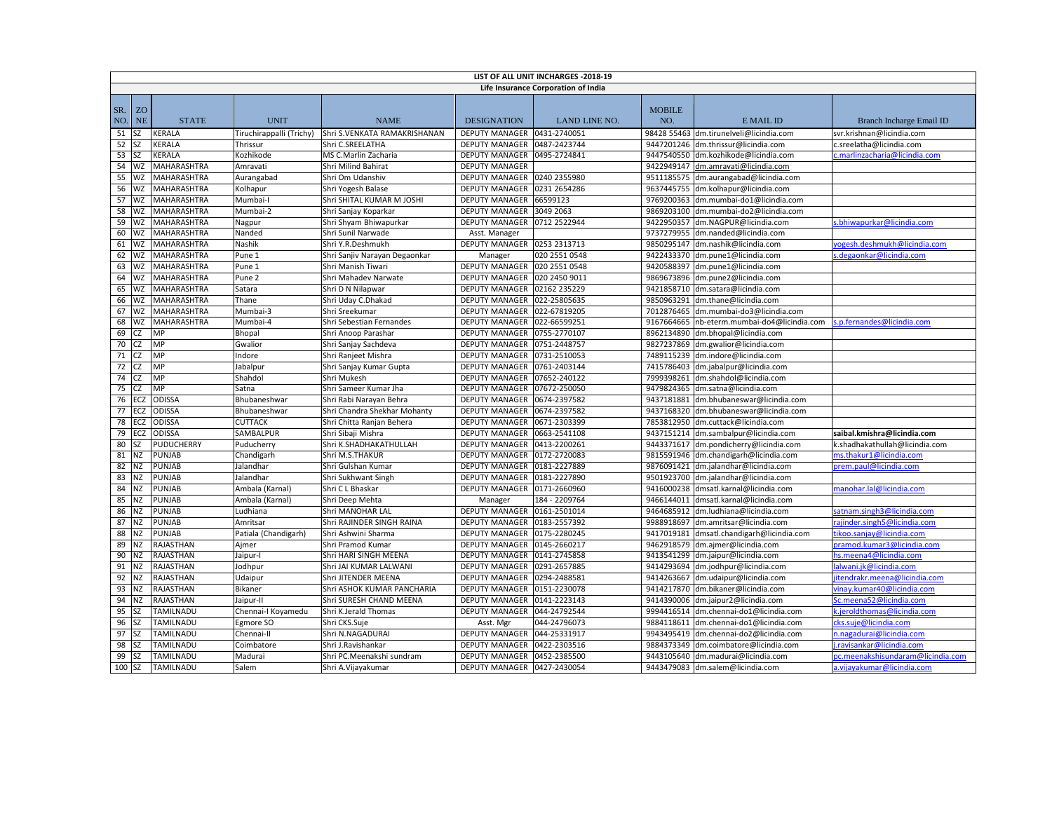| LIST OF ALL UNIT INCHARGES -2018-19 | | | | | | | | | |
|---|---|---|---|---|---|---|---|---|---|
| Life Insurance Corporation of India | | | | | | | | | |
| SR. NO. | ZONE | STATE | UNIT | NAME | DESIGNATION | LAND LINE NO. | MOBILE NO. | E MAIL ID | Branch Incharge Email ID |
| 51 | SZ | KERALA | Tiruchirappalli (Trichy) | Shri S.VENKATA RAMAKRISHNAN | DEPUTY MANAGER | 0431-2740051 | 98428 55463 | dm.tirunelveli@licindia.com | svr.krishnan@licindia.com |
| 52 | SZ | KERALA | Thrissur | Shri C.SREELATHA | DEPUTY MANAGER | 0487-2423744 | 9447201246 | dm.thrissur@licindia.com | c.sreelatha@licindia.com |
| 53 | SZ | KERALA | Kozhikode | MS C.Marlin Zacharia | DEPUTY MANAGER | 0495-2724841 | 9447540550 | dm.kozhikode@licindia.com | c.marlinzacharia@licindia.com |
| 54 | WZ | MAHARASHTRA | Amravati | Shri Milind Bahirat | DEPUTY MANAGER | | 9422949147 | dm.amravati@licindia.com | |
| 55 | WZ | MAHARASHTRA | Aurangabad | Shri Om Udanshiv | DEPUTY MANAGER | 0240 2355980 | 9511185575 | dm.aurangabad@licindia.com | |
| 56 | WZ | MAHARASHTRA | Kolhapur | Shri Yogesh Balase | DEPUTY MANAGER | 0231 2654286 | 9637445755 | dm.kolhapur@licindia.com | |
| 57 | WZ | MAHARASHTRA | Mumbai-I | Shri SHITAL KUMAR M JOSHI | DEPUTY MANAGER | 66599123 | 9769200363 | dm.mumbai-do1@licindia.com | |
| 58 | WZ | MAHARASHTRA | Mumbai-2 | Shri Sanjay Koparkar | DEPUTY MANAGER | 3049 2063 | 9869203100 | dm.mumbai-do2@licindia.com | |
| 59 | WZ | MAHARASHTRA | Nagpur | Shri Shyam Bhiwapurkar | DEPUTY MANAGER | 0712 2522944 | 9422950357 | dm.NAGPUR@licindia.com | s.bhiwapurkar@licindia.com |
| 60 | WZ | MAHARASHTRA | Nanded | Shri Sunil Narwade | Asst. Manager | | 9737279955 | dm.nanded@licindia.com | |
| 61 | WZ | MAHARASHTRA | Nashik | Shri Y.R.Deshmukh | DEPUTY MANAGER | 0253 2313713 | 9850295147 | dm.nashik@licindia.com | yogesh.deshmukh@licindia.com |
| 62 | WZ | MAHARASHTRA | Pune 1 | Shri Sanjiv Narayan Degaonkar | Manager | 020 2551 0548 | 9422433370 | dm.pune1@licindia.com | s.degaonkar@licindia.com |
| 63 | WZ | MAHARASHTRA | Pune 1 | Shri Manish Tiwari | DEPUTY MANAGER | 020 2551 0548 | 9420588397 | dm.pune1@licindia.com | |
| 64 | WZ | MAHARASHTRA | Pune 2 | Shri Mahadev Narwate | DEPUTY MANAGER | 020 2450 9011 | 9869673896 | dm.pune2@licindia.com | |
| 65 | WZ | MAHARASHTRA | Satara | Shri D N Nilapwar | DEPUTY MANAGER | 02162 235229 | 9421858710 | dm.satara@licindia.com | |
| 66 | WZ | MAHARASHTRA | Thane | Shri Uday C.Dhakad | DEPUTY MANAGER | 022-25805635 | 9850963291 | dm.thane@licindia.com | |
| 67 | WZ | MAHARASHTRA | Mumbai-3 | Shri Sreekumar | DEPUTY MANAGER | 022-67819205 | 7012876465 | dm.mumbai-do3@licindia.com | |
| 68 | WZ | MAHARASHTRA | Mumbai-4 | Shri Sebestian Fernandes | DEPUTY MANAGER | 022-66599251 | 9167664665 | nb-eterm.mumbai-do4@licindia.com | s.p.fernandes@licindia.com |
| 69 | CZ | MP | Bhopal | Shri Anoop Parashar | DEPUTY MANAGER | 0755-2770107 | 8962134890 | dm.bhopal@licindia.com | |
| 70 | CZ | MP | Gwalior | Shri Sanjay Sachdeva | DEPUTY MANAGER | 0751-2448757 | 9827237869 | dm.gwalior@licindia.com | |
| 71 | CZ | MP | Indore | Shri Ranjeet Mishra | DEPUTY MANAGER | 0731-2510053 | 7489115239 | dm.indore@licindia.com | |
| 72 | CZ | MP | Jabalpur | Shri Sanjay Kumar Gupta | DEPUTY MANAGER | 0761-2403144 | 7415786403 | dm.jabalpur@licindia.com | |
| 74 | CZ | MP | Shahdol | Shri Mukesh | DEPUTY MANAGER | 07652-240122 | 7999398261 | dm.shahdol@licindia.com | |
| 75 | CZ | MP | Satna | Shri Sameer Kumar Jha | DEPUTY MANAGER | 07672-250050 | 9479824365 | dm.satna@licindia.com | |
| 76 | ECZ | ODISSA | Bhubaneshwar | Shri Rabi Narayan Behra | DEPUTY MANAGER | 0674-2397582 | 9437181881 | dm.bhubaneswar@licindia.com | |
| 77 | ECZ | ODISSA | Bhubaneshwar | Shri Chandra Shekhar Mohanty | DEPUTY MANAGER | 0674-2397582 | 9437168320 | dm.bhubaneswar@licindia.com | |
| 78 | ECZ | ODISSA | CUTTACK | Shri Chitta Ranjan Behera | DEPUTY MANAGER | 0671-2303399 | 7853812950 | dm.cuttack@licindia.com | |
| 79 | ECZ | ODISSA | SAMBALPUR | Shri Sibaji Mishra | DEPUTY MANAGER | 0663-2541108 | 9437151214 | dm.sambalpur@licindia.com | **saibal.kmishra@licindia.com** |
| 80 | SZ | PUDUCHERRY | Puducherry | Shri K.SHADHAKATHULLAH | DEPUTY MANAGER | 0413-2200261 | 9443371617 | dm.pondicherry@licindia.com | k.shadhakathullah@licindia.com |
| 81 | NZ | PUNJAB | Chandigarh | Shri M.S.THAKUR | DEPUTY MANAGER | 0172-2720083 | 9815591946 | dm.chandigarh@licindia.com | ms.thakur1@licindia.com |
| 82 | NZ | PUNJAB | Jalandhar | Shri Gulshan Kumar | DEPUTY MANAGER | 0181-2227889 | 9876091421 | dm.jalandhar@licindia.com | prem.paul@licindia.com |
| 83 | NZ | PUNJAB | Jalandhar | Shri Sukhwant Singh | DEPUTY MANAGER | 0181-2227890 | 9501923700 | dm.jalandhar@licindia.com | |
| 84 | NZ | PUNJAB | Ambala (Karnal) | Shri C L Bhaskar | DEPUTY MANAGER | 0171-2660960 | 9416000238 | dmsatl.karnal@licindia.com | manohar.lal@licindia.com |
| 85 | NZ | PUNJAB | Ambala (Karnal) | Shri Deep Mehta | Manager | 184 - 2209764 | 9466144011 | dmsatl.karnal@licindia.com | |
| 86 | NZ | PUNJAB | Ludhiana | Shri MANOHAR LAL | DEPUTY MANAGER | 0161-2501014 | 9464685912 | dm.ludhiana@licindia.com | satnam.singh3@licindia.com |
| 87 | NZ | PUNJAB | Amritsar | Shri RAJINDER SINGH RAINA | DEPUTY MANAGER | 0183-2557392 | 9988918697 | dm.amritsar@licindia.com | rajinder.singh5@licindia.com |
| 88 | NZ | PUNJAB | Patiala (Chandigarh) | Shri Ashwini Sharma | DEPUTY MANAGER | 0175-2280245 | 9417019181 | dmsatl.chandigarh@licindia.com | tikoo.sanjay@licindia.com |
| 89 | NZ | RAJASTHAN | Ajmer | Shri Pramod Kumar | DEPUTY MANAGER | 0145-2660217 | 9462918579 | dm.ajmer@licindia.com | pramod.kumar3@licindia.com |
| 90 | NZ | RAJASTHAN | Jaipur-I | Shri HARI SINGH MEENA | DEPUTY MANAGER | 0141-2745858 | 9413541299 | dm.jaipur@licindia.com | hs.meena4@licindia.com |
| 91 | NZ | RAJASTHAN | Jodhpur | Shri JAI KUMAR LALWANI | DEPUTY MANAGER | 0291-2657885 | 9414293694 | dm.jodhpur@licindia.com | lalwani.jk@licindia.com |
| 92 | NZ | RAJASTHAN | Udaipur | Shri JITENDER MEENA | DEPUTY MANAGER | 0294-2488581 | 9414263667 | dm.udaipur@licindia.com | jitendrakr.meena@licindia.com |
| 93 | NZ | RAJASTHAN | Bikaner | Shri ASHOK KUMAR PANCHARIA | DEPUTY MANAGER | 0151-2230078 | 9414217870 | dm.bikaner@licindia.com | vinay.kumar40@licindia.com |
| 94 | NZ | RAJASTHAN | Jaipur-II | Shri SURESH CHAND MEENA | DEPUTY MANAGER | 0141-2223143 | 9414390006 | dm.jaipur2@licindia.com | Sc.meena52@licindia.com |
| 95 | SZ | TAMILNADU | Chennai-I Koyamedu | Shri K.Jerald Thomas | DEPUTY MANAGER | 044-24792544 | 9994416514 | dm.chennai-do1@licindia.com | k.jeroldthomas@licindia.com |
| 96 | SZ | TAMILNADU | Egmore SO | Shri CKS.Suje | Asst. Mgr | 044-24796073 | 9884118611 | dm.chennai-do1@licindia.com | cks.suje@licindia.com |
| 97 | SZ | TAMILNADU | Chennai-II | Shri N.NAGADURAI | DEPUTY MANAGER | 044-25331917 | 9943495419 | dm.chennai-do2@licindia.com | n.nagadurai@licindia.com |
| 98 | SZ | TAMILNADU | Coimbatore | Shri J.Ravishankar | DEPUTY MANAGER | 0422-2303516 | 9884373349 | dm.coimbatore@licindia.com | j.ravisankar@licindia.com |
| 99 | SZ | TAMILNADU | Madurai | Shri PC.Meenakshi sundram | DEPUTY MANAGER | 0452-2385500 | 9443105640 | dm.madurai@licindia.com | pc.meenakshisundaram@licindia.com |
| 100 | SZ | TAMILNADU | Salem | Shri A.Vijayakumar | DEPUTY MANAGER | 0427-2430054 | 9443479083 | dm.salem@licindia.com | a.vijayakumar@licindia.com |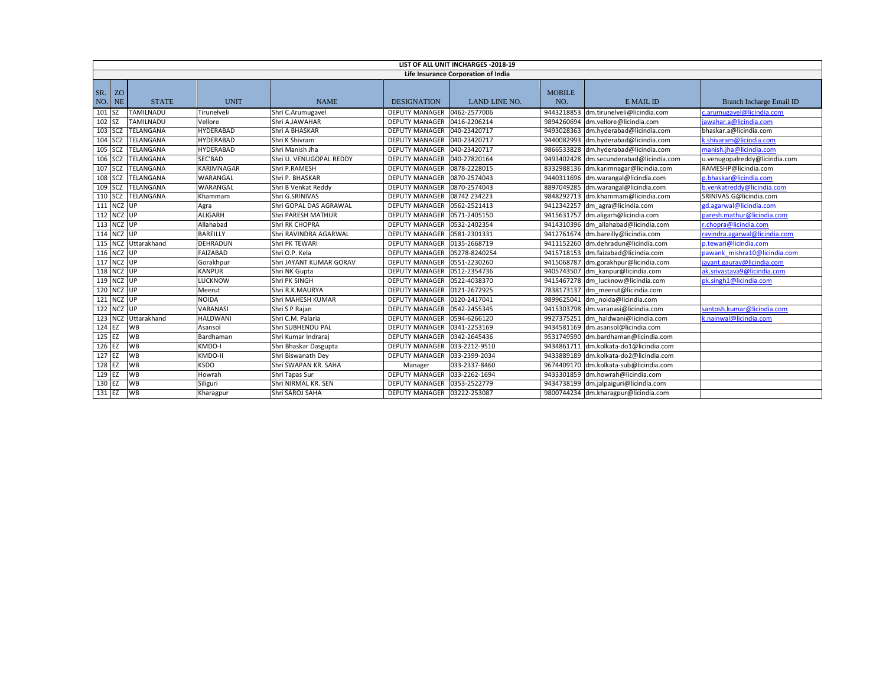| LIST OF ALL UNIT INCHARGES -2018-19 | | | | | | | | | |
|---|---|---|---|---|---|---|---|---|---|
| Life Insurance Corporation of India | | | | | | | | | |
| SR. NO. | ZONE | STATE | UNIT | NAME | DESIGNATION | LAND LINE NO. | MOBILE NO. | E MAIL ID | Branch Incharge Email ID |
| 101 | SZ | TAMILNADU | Tirunelveli | Shri C.Arumugavel | DEPUTY MANAGER | 0462-2577006 | 9443218853 | dm.tirunelveli@licindia.com | c.arumugavel@licindia.com |
| 102 | SZ | TAMILNADU | Vellore | Shri A.JAWAHAR | DEPUTY MANAGER | 0416-2206214 | 9894260694 | dm.vellore@licindia.com | jawahar.a@licindia.com |
| 103 | SCZ | TELANGANA | HYDERABAD | Shri A BHASKAR | DEPUTY MANAGER | 040-23420717 | 9493028363 | dm.hyderabad@licindia.com | bhaskar.a@licindia.com |
| 104 | SCZ | TELANGANA | HYDERABAD | Shri K Shivram | DEPUTY MANAGER | 040-23420717 | 9440082993 | dm.hyderabad@licindia.com | k.shivaram@licindia.com |
| 105 | SCZ | TELANGANA | HYDERABAD | Shri Manish Jha | DEPUTY MANAGER | 040-23420717 | 9866533828 | dm.hyderabad@licindia.com | manish.jha@licindia.com |
| 106 | SCZ | TELANGANA | SEC'BAD | Shri U. VENUGOPAL REDDY | DEPUTY MANAGER | 040-27820164 | 9493402428 | dm.secunderabad@licindia.com | u.venugopalreddy@licindia.com |
| 107 | SCZ | TELANGANA | KARIMNAGAR | Shri P.RAMESH | DEPUTY MANAGER | 0878-2228015 | 8332988136 | dm.karimnagar@licindia.com | RAMESHP@licindia.com |
| 108 | SCZ | TELANGANA | WARANGAL | Shri P. BHASKAR | DEPUTY MANAGER | 0870-2574043 | 9440311696 | dm.warangal@licindia.com | p.bhaskar@licindia.com |
| 109 | SCZ | TELANGANA | WARANGAL | Shri B Venkat Reddy | DEPUTY MANAGER | 0870-2574043 | 8897049285 | dm.warangal@licindia.com | b.venkatreddy@licindia.com |
| 110 | SCZ | TELANGANA | Khammam | Shri G.SRINIVAS | DEPUTY MANAGER | 08742 234223 | 9848292713 | dm.khammam@licindia.com | SRINIVAS.G@licindia.com |
| 111 | NCZ | UP | Agra | Shri GOPAL DAS AGRAWAL | DEPUTY MANAGER | 0562-2521413 | 9412342257 | dm_agra@licindia.com | gd.agarwal@licindia.com |
| 112 | NCZ | UP | ALIGARH | Shri PARESH MATHUR | DEPUTY MANAGER | 0571-2405150 | 9415631757 | dm.aligarh@licindia.com | paresh.mathur@licindia.com |
| 113 | NCZ | UP | Allahabad | Shri RK CHOPRA | DEPUTY MANAGER | 0532-2402354 | 9414310396 | dm_allahabad@licindia.com | r.chopra@licindia.com |
| 114 | NCZ | UP | BAREILLY | Shri RAVINDRA AGARWAL | DEPUTY MANAGER | 0581-2301331 | 9412761674 | dm.bareilly@licindia.com | ravindra.agarwal@licindia.com |
| 115 | NCZ | Uttarakhand | DEHRADUN | Shri PK TEWARI | DEPUTY MANAGER | 0135-2668719 | 9411152260 | dm.dehradun@licindia.com | p.tewari@licindia.com |
| 116 | NCZ | UP | FAIZABAD | Shri O.P. Kela | DEPUTY MANAGER | 05278-8240254 | 9415718153 | dm.faizabad@licindia.com | pawank_mishra10@licindia.com |
| 117 | NCZ | UP | Gorakhpur | Shri JAYANT KUMAR GORAV | DEPUTY MANAGER | 0551-2230260 | 9415068787 | dm.gorakhpur@licindia.com | jayant.gaurav@licindia.com |
| 118 | NCZ | UP | KANPUR | Shri NK Gupta | DEPUTY MANAGER | 0512-2354736 | 9405743507 | dm_kanpur@licindia.com | ak.srivastava9@licindia.com |
| 119 | NCZ | UP | LUCKNOW | Shri PK SINGH | DEPUTY MANAGER | 0522-4038370 | 9415467278 | dm_lucknow@licindia.com | pk.singh1@licindia.com |
| 120 | NCZ | UP | Meerut | Shri R.K.MAURYA | DEPUTY MANAGER | 0121-2672925 | 7838173137 | dm_meerut@licindia.com | |
| 121 | NCZ | UP | NOIDA | Shri MAHESH KUMAR | DEPUTY MANAGER | 0120-2417041 | 9899625041 | dm_noida@licindia.com | |
| 122 | NCZ | UP | VARANASI | Shri S P Rajan | DEPUTY MANAGER | 0542-2455345 | 9415303798 | dm.varanasi@licindia.com | santosh.kumar@licindia.com |
| 123 | NCZ | Uttarakhand | HALDWANI | Shri C.M. Palaria | DEPUTY MANAGER | 0594-6266120 | 9927375251 | dm_haldwani@licindia.com | k.nainwal@licindia.com |
| 124 | EZ | WB | Asansol | Shri SUBHENDU PAL | DEPUTY MANAGER | 0341-2253169 | 9434581169 | dm.asansol@licindia.com | |
| 125 | EZ | WB | Bardhaman | Shri Kumar Indraraj | DEPUTY MANAGER | 0342-2645436 | 9531749590 | dm.bardhaman@licindia.com | |
| 126 | EZ | WB | KMDO-I | Shri Bhaskar Dasgupta | DEPUTY MANAGER | 033-2212-9510 | 9434861711 | dm.kolkata-do1@licindia.com | |
| 127 | EZ | WB | KMDO-II | Shri Biswanath Dey | DEPUTY MANAGER | 033-2399-2034 | 9433889189 | dm.kolkata-do2@licindia.com | |
| 128 | EZ | WB | KSDO | Shri SWAPAN KR. SAHA | Manager | 033-2337-8460 | 9674409170 | dm.kolkata-sub@licindia.com | |
| 129 | EZ | WB | Howrah | Shri Tapas Sur | DEPUTY MANAGER | 033-2262-1694 | 9433301859 | dm.howrah@licindia.com | |
| 130 | EZ | WB | Siliguri | Shri NIRMAL KR. SEN | DEPUTY MANAGER | 0353-2522779 | 9434738199 | dm.jalpaiguri@licindia.com | |
| 131 | EZ | WB | Kharagpur | Shri SAROJ SAHA | DEPUTY MANAGER | 03222-253087 | 9800744234 | dm.kharagpur@licindia.com | |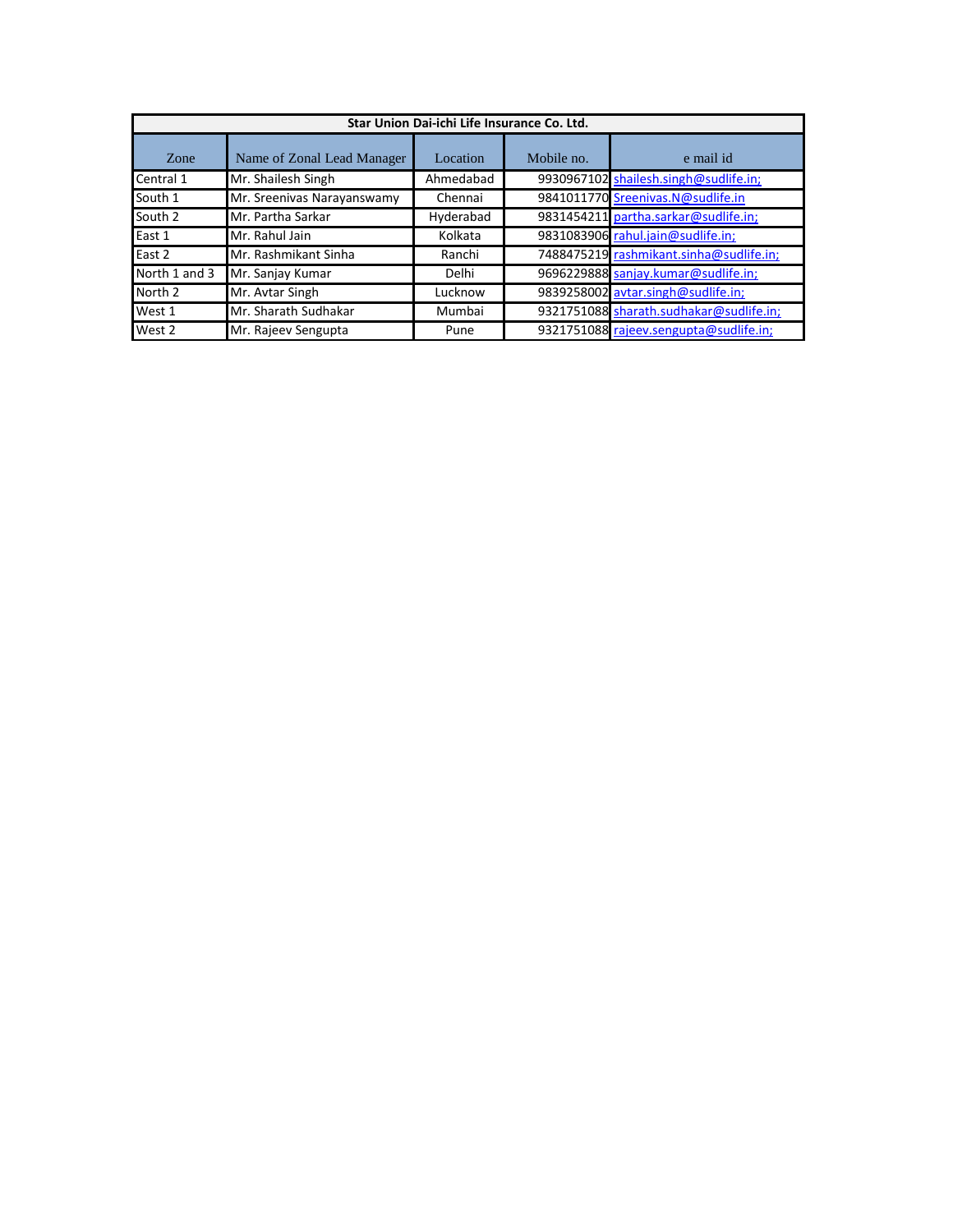| Star Union Dai-ichi Life Insurance Co. Ltd. | | | | |
|---|---|---|---|---|
| Zone | Name of Zonal Lead Manager | Location | Mobile no. | e mail id |
| Central 1 | Mr. Shailesh Singh | Ahmedabad | 9930967102 | shailesh.singh@sudlife.in; |
| South 1 | Mr. Sreenivas Narayanswamy | Chennai | 9841011770 | Sreenivas.N@sudlife.in |
| South 2 | Mr. Partha Sarkar | Hyderabad | 9831454211 | partha.sarkar@sudlife.in; |
| East 1 | Mr. Rahul Jain | Kolkata | 9831083906 | rahul.jain@sudlife.in; |
| East 2 | Mr. Rashmikant Sinha | Ranchi | 7488475219 | rashmikant.sinha@sudlife.in; |
| North 1 and 3 | Mr. Sanjay Kumar | Delhi | 9696229888 | sanjay.kumar@sudlife.in; |
| North 2 | Mr. Avtar Singh | Lucknow | 9839258002 | avtar.singh@sudlife.in; |
| West 1 | Mr. Sharath Sudhakar | Mumbai | 9321751088 | sharath.sudhakar@sudlife.in; |
| West 2 | Mr. Rajeev Sengupta | Pune | 9321751088 | rajeev.sengupta@sudlife.in; |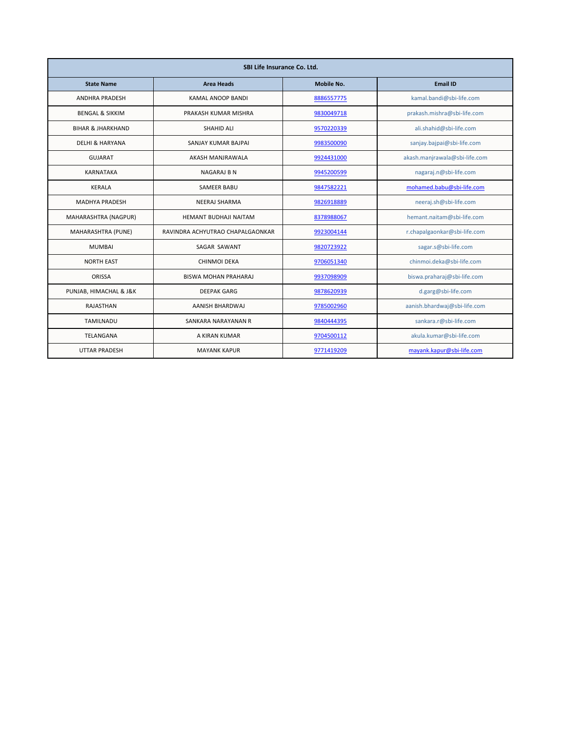| SBI Life Insurance Co. Ltd. | | | |
|---|---|---|---|
| **State Name** | **Area Heads** | **Mobile No.** | **Email ID** |
| ANDHRA PRADESH | KAMAL ANOOP BANDI | 8886557775 | kamal.bandi@sbi-life.com |
| BENGAL & SIKKIM | PRAKASH KUMAR MISHRA | 9830049718 | prakash.mishra@sbi-life.com |
| BIHAR & JHARKHAND | SHAHID ALI | 9570220339 | ali.shahid@sbi-life.com |
| DELHI & HARYANA | SANJAY KUMAR BAJPAI | 9983500090 | sanjay.bajpai@sbi-life.com |
| GUJARAT | AKASH MANJRAWALA | 9924431000 | akash.manjrawala@sbi-life.com |
| KARNATAKA | NAGARAJ B N | 9945200599 | nagaraj.n@sbi-life.com |
| KERALA | SAMEER BABU | 9847582221 | mohamed.babu@sbi-life.com |
| MADHYA PRADESH | NEERAJ SHARMA | 9826918889 | neeraj.sh@sbi-life.com |
| MAHARASHTRA (NAGPUR) | HEMANT BUDHAJI NAITAM | 8378988067 | hemant.naitam@sbi-life.com |
| MAHARASHTRA (PUNE) | RAVINDRA ACHYUTRAO CHAPALGAONKAR | 9923004144 | r.chapalgaonkar@sbi-life.com |
| MUMBAI | SAGAR SAWANT | 9820723922 | sagar.s@sbi-life.com |
| NORTH EAST | CHINMOI DEKA | 9706051340 | chinmoi.deka@sbi-life.com |
| ORISSA | BISWA MOHAN PRAHARAJ | 9937098909 | biswa.praharaj@sbi-life.com |
| PUNJAB, HIMACHAL & J&K | DEEPAK GARG | 9878620939 | d.garg@sbi-life.com |
| RAJASTHAN | AANISH BHARDWAJ | 9785002960 | aanish.bhardwaj@sbi-life.com |
| TAMILNADU | SANKARA NARAYANAN R | 9840444395 | sankara.r@sbi-life.com |
| TELANGANA | A KIRAN KUMAR | 9704500112 | akula.kumar@sbi-life.com |
| UTTAR PRADESH | MAYANK KAPUR | 9771419209 | mayank.kapur@sbi-life.com |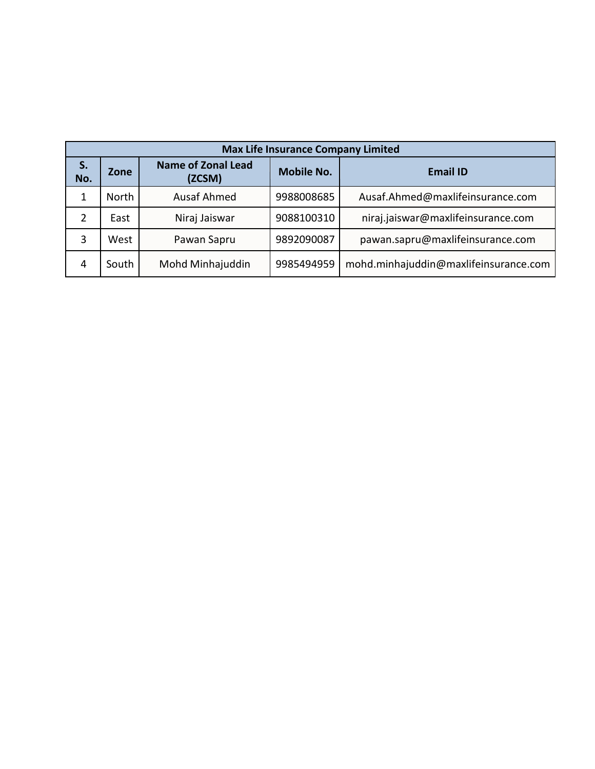| Max Life Insurance Company Limited | | | | |
|---|---|---|---|---|
| **S. No.** | **Zone** | **Name of Zonal Lead (ZCSM)** | **Mobile No.** | **Email ID** |
| 1 | North | Ausaf Ahmed | 9988008685 | Ausaf.Ahmed@maxlifeinsurance.com |
| 2 | East | Niraj Jaiswar | 9088100310 | niraj.jaiswar@maxlifeinsurance.com |
| 3 | West | Pawan Sapru | 9892090087 | pawan.sapru@maxlifeinsurance.com |
| 4 | South | Mohd Minhajuddin | 9985494959 | mohd.minhajuddin@maxlifeinsurance.com |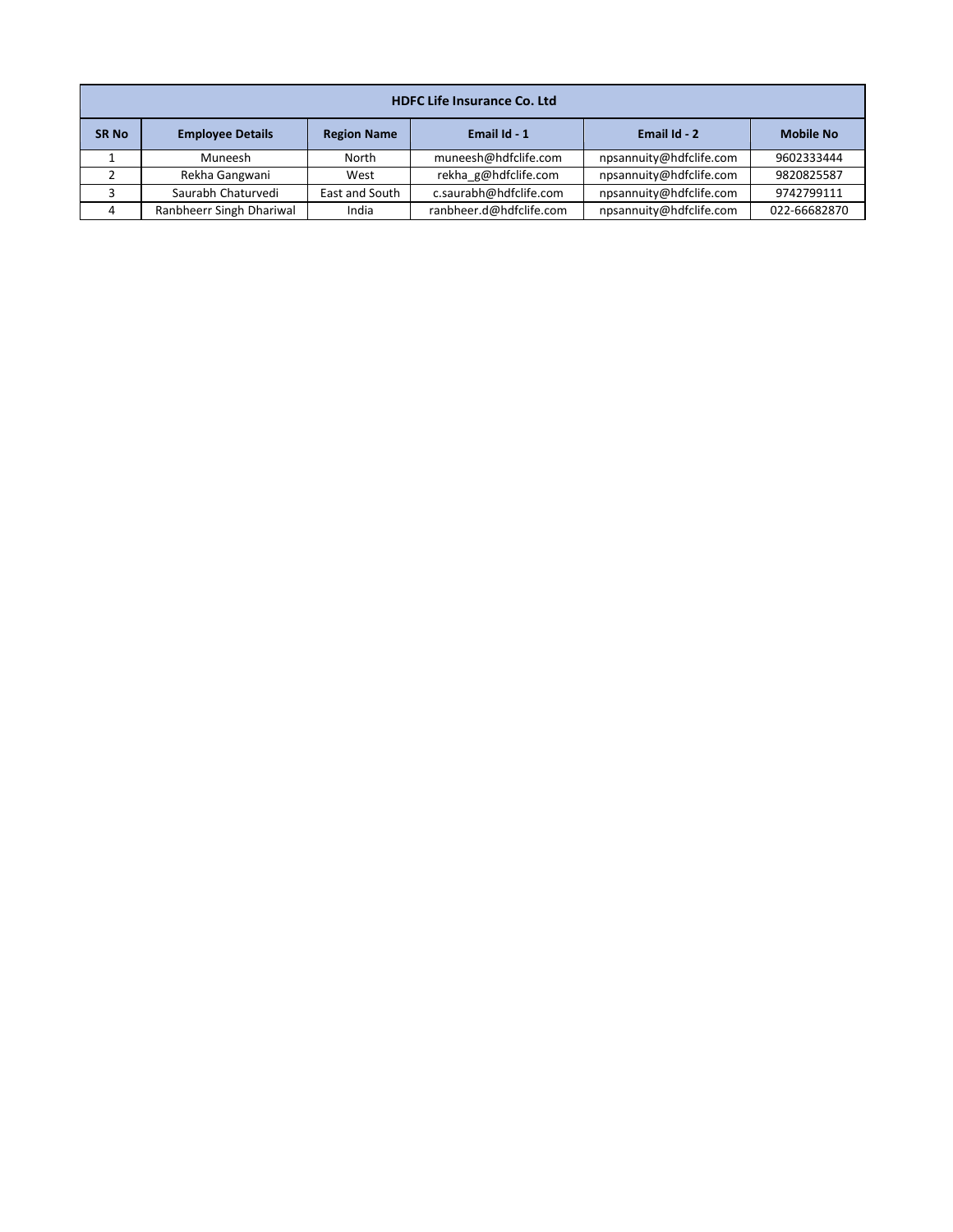| HDFC Life Insurance Co. Ltd | | | | | |
|---|---|---|---|---|---|
| **SR No** | **Employee Details** | **Region Name** | **Email Id - 1** | **Email Id - 2** | **Mobile No** |
| 1 | Muneesh | North | muneesh@hdfclife.com | npsannuity@hdfclife.com | 9602333444 |
| 2 | Rekha Gangwani | West | rekha_g@hdfclife.com | npsannuity@hdfclife.com | 9820825587 |
| 3 | Saurabh Chaturvedi | East and South | c.saurabh@hdfclife.com | npsannuity@hdfclife.com | 9742799111 |
| 4 | Ranbheerr Singh Dhariwal | India | ranbheer.d@hdfclife.com | npsannuity@hdfclife.com | 022-66682870 |